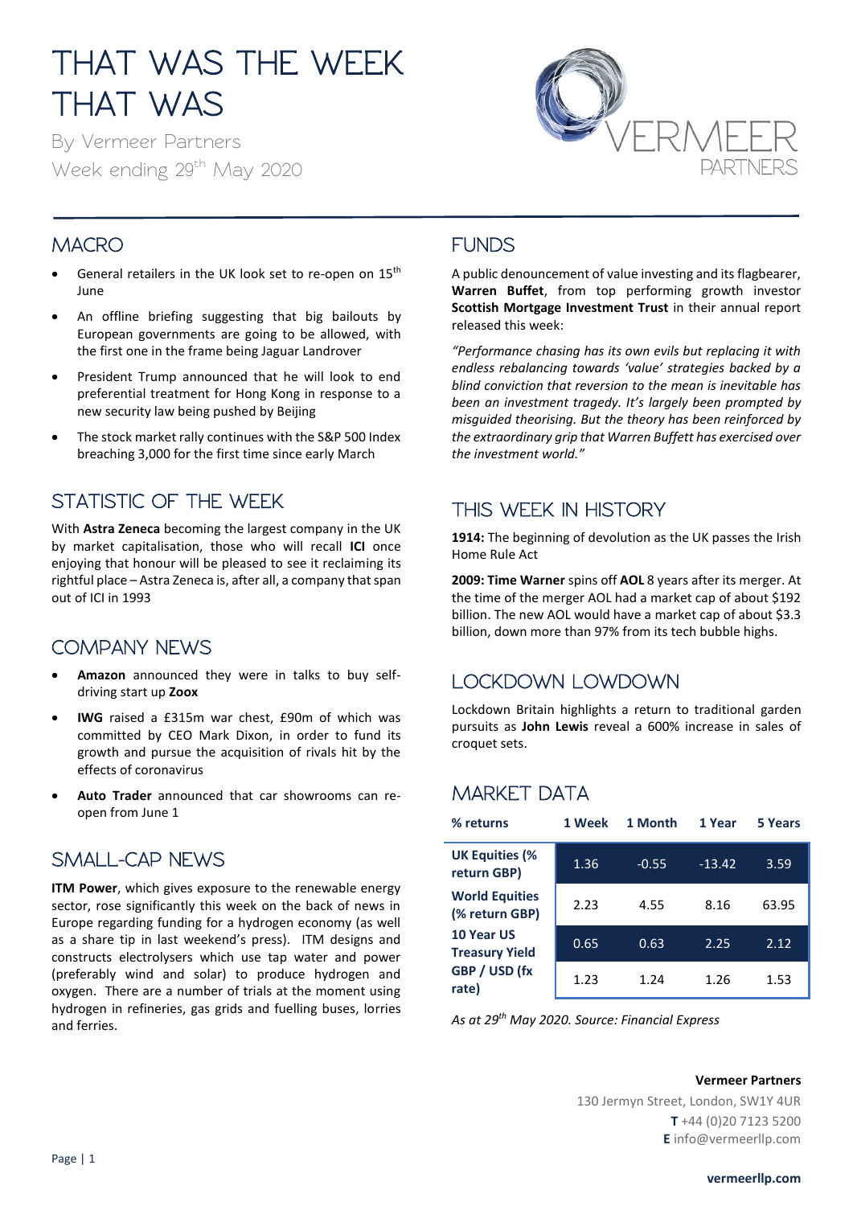# THAT WAS THE WEEK THAT WAS

By Vermeer Partners

Week ending 29th May 2020

## MACRO

- General retailers in the UK look set to re-open on 15th June
- An offline briefing suggesting that big bailouts by European governments are going to be allowed, with the first one in the frame being Jaguar Landrover
- President Trump announced that he will look to end preferential treatment for Hong Kong in response to a new security law being pushed by Beijing
- The stock market rally continues with the S&P 500 Index breaching 3,000 for the first time since early March

## STATISTIC OF THE WEEK

With **Astra Zeneca** becoming the largest company in the UK by market capitalisation, those who will recall **ICI** once enjoying that honour will be pleased to see it reclaiming its rightful place – Astra Zeneca is, after all, a company that span out of ICI in 1993

## COMPANY NEWS

- **Amazon** announced they were in talks to buy self-driving start up **Zoox**
- **IWG** raised a £315m war chest, £90m of which was committed by CEO Mark Dixon, in order to fund its growth and pursue the acquisition of rivals hit by the effects of coronavirus
- **Auto Trader** announced that car showrooms can re-open from June 1

## SMALL-CAP NEWS

**ITM Power**, which gives exposure to the renewable energy sector, rose significantly this week on the back of news in Europe regarding funding for a hydrogen economy (as well as a share tip in last weekend's press). ITM designs and constructs electrolysers which use tap water and power (preferably wind and solar) to produce hydrogen and oxygen. There are a number of trials at the moment using hydrogen in refineries, gas grids and fuelling buses, lorries and ferries.

## FUNDS

A public denouncement of value investing and its flagbearer, **Warren Buffet**, from top performing growth investor **Scottish Mortgage Investment Trust** in their annual report released this week:

*"Performance chasing has its own evils but replacing it with endless rebalancing towards 'value' strategies backed by a blind conviction that reversion to the mean is inevitable has been an investment tragedy. It's largely been prompted by misguided theorising. But the theory has been reinforced by the extraordinary grip that Warren Buffett has exercised over the investment world."*

## THIS WEEK IN HISTORY

**1914:** The beginning of devolution as the UK passes the Irish Home Rule Act

**2009: Time Warner** spins off **AOL** 8 years after its merger. At the time of the merger AOL had a market cap of about $192 billion. The new AOL would have a market cap of about $3.3 billion, down more than 97% from its tech bubble highs.

## LOCKDOWN LOWDOWN

Lockdown Britain highlights a return to traditional garden pursuits as **John Lewis** reveal a 600% increase in sales of croquet sets.

## MARKET DATA

| % returns | 1 Week | 1 Month | 1 Year | 5 Years |
|---|---|---|---|---|
| **UK Equities (% return GBP)** | 1.36 | -0.55 | -13.42 | 3.59 |
| **World Equities (% return GBP)** | 2.23 | 4.55 | 8.16 | 63.95 |
| **10 Year US Treasury Yield** | 0.65 | 0.63 | 2.25 | 2.12 |
| **GBP / USD (fx rate)** | 1.23 | 1.24 | 1.26 | 1.53 |

*As at 29th May 2020. Source: Financial Express*

**Vermeer Partners**
130 Jermyn Street, London, SW1Y 4UR
**T** +44 (0)20 7123 5200
**E** info@vermeerllp.com

**vermeerllp.com**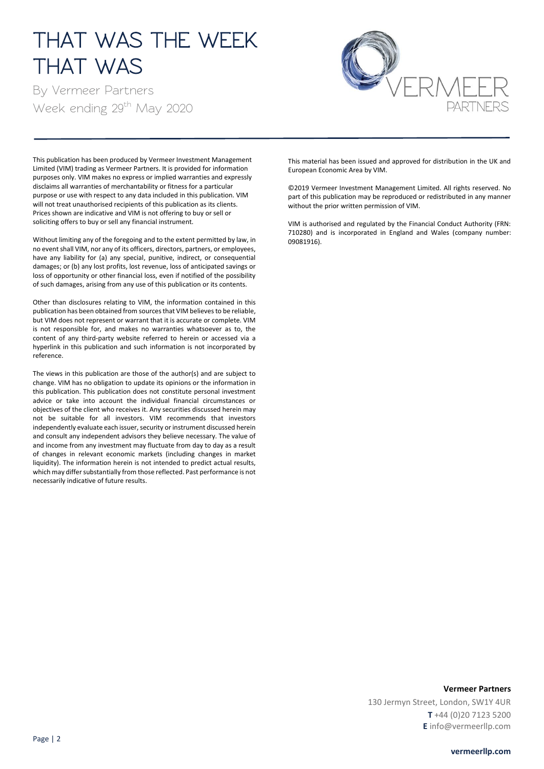# THAT WAS THE WEEK THAT WAS

By Vermeer Partners

Week ending 29th May 2020

This publication has been produced by Vermeer Investment Management Limited (VIM) trading as Vermeer Partners. It is provided for information purposes only. VIM makes no express or implied warranties and expressly disclaims all warranties of merchantability or fitness for a particular purpose or use with respect to any data included in this publication. VIM will not treat unauthorised recipients of this publication as its clients. Prices shown are indicative and VIM is not offering to buy or sell or soliciting offers to buy or sell any financial instrument.

Without limiting any of the foregoing and to the extent permitted by law, in no event shall VIM, nor any of its officers, directors, partners, or employees, have any liability for (a) any special, punitive, indirect, or consequential damages; or (b) any lost profits, lost revenue, loss of anticipated savings or loss of opportunity or other financial loss, even if notified of the possibility of such damages, arising from any use of this publication or its contents.

Other than disclosures relating to VIM, the information contained in this publication has been obtained from sources that VIM believes to be reliable, but VIM does not represent or warrant that it is accurate or complete. VIM is not responsible for, and makes no warranties whatsoever as to, the content of any third-party website referred to herein or accessed via a hyperlink in this publication and such information is not incorporated by reference.

The views in this publication are those of the author(s) and are subject to change. VIM has no obligation to update its opinions or the information in this publication. This publication does not constitute personal investment advice or take into account the individual financial circumstances or objectives of the client who receives it. Any securities discussed herein may not be suitable for all investors. VIM recommends that investors independently evaluate each issuer, security or instrument discussed herein and consult any independent advisors they believe necessary. The value of and income from any investment may fluctuate from day to day as a result of changes in relevant economic markets (including changes in market liquidity). The information herein is not intended to predict actual results, which may differ substantially from those reflected. Past performance is not necessarily indicative of future results.

This material has been issued and approved for distribution in the UK and European Economic Area by VIM.

©2019 Vermeer Investment Management Limited. All rights reserved. No part of this publication may be reproduced or redistributed in any manner without the prior written permission of VIM.

VIM is authorised and regulated by the Financial Conduct Authority (FRN: 710280) and is incorporated in England and Wales (company number: 09081916).

**Vermeer Partners**

130 Jermyn Street, London, SW1Y 4UR

**T** +44 (0)20 7123 5200

**E** info@vermeerllp.com

**vermeerllp.com**